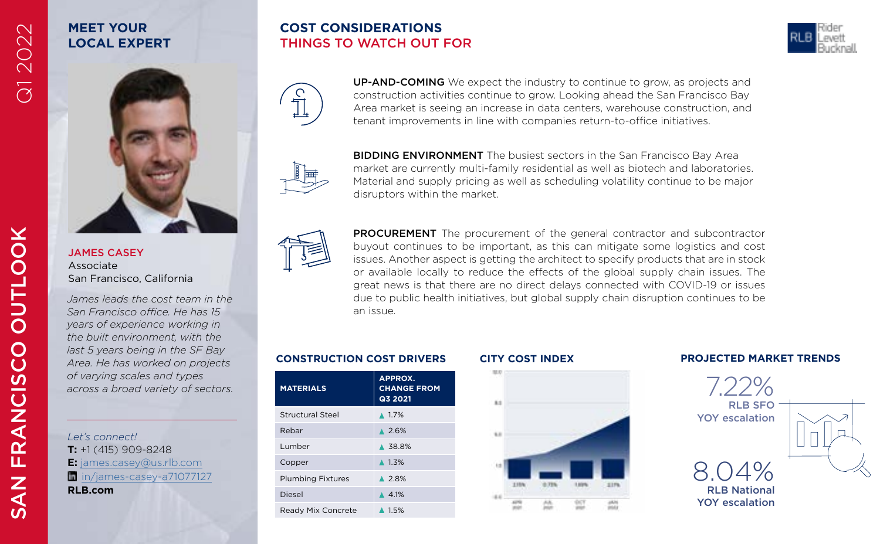# SAN FRANCISCO OUTLOOK

Q1 2022

## MEET YOUR LOCAL EXPERT

**JAMES CASEY**
Associate
San Francisco, California

*James leads the cost team in the San Francisco office. He has 15 years of experience working in the built environment, with the last 5 years being in the SF Bay Area. He has worked on projects of varying scales and types across a broad variety of sectors.*

*Let's connect!*
**T:** +1 (415) 909-8248
**E:** james.casey@us.rlb.com
in/james-casey-a71077127
**RLB.com**

## COST CONSIDERATIONS
### THINGS TO WATCH OUT FOR

**UP-AND-COMING** We expect the industry to continue to grow, as projects and construction activities continue to grow. Looking ahead the San Francisco Bay Area market is seeing an increase in data centers, warehouse construction, and tenant improvements in line with companies return-to-office initiatives.

**BIDDING ENVIRONMENT** The busiest sectors in the San Francisco Bay Area market are currently multi-family residential as well as biotech and laboratories. Material and supply pricing as well as scheduling volatility continue to be major disruptors within the market.

**PROCUREMENT** The procurement of the general contractor and subcontractor buyout continues to be important, as this can mitigate some logistics and cost issues. Another aspect is getting the architect to specify products that are in stock or available locally to reduce the effects of the global supply chain issues. The great news is that there are no direct delays connected with COVID-19 or issues due to public health initiatives, but global supply chain disruption continues to be an issue.

## CONSTRUCTION COST DRIVERS

| MATERIALS | APPROX. CHANGE FROM Q3 2021 |
|---|---|
| Structural Steel | ▲ 1.7% |
| Rebar | ▲ 2.6% |
| Lumber | ▲ 38.8% |
| Copper | ▲ 1.3% |
| Plumbing Fixtures | ▲ 2.8% |
| Diesel | ▲ 4.1% |
| Ready Mix Concrete | ▲ 1.5% |

## CITY COST INDEX

## PROJECTED MARKET TRENDS

7.22%
RLB SFO
YOY escalation

8.04%
RLB National
YOY escalation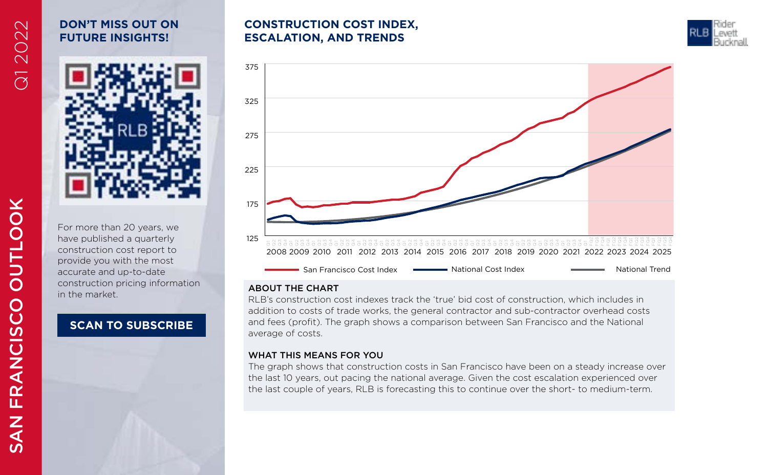# CONSTRUCTION COST INDEX, ESCALATION, AND TRENDS

375
325
275
225
175
125

2008 2009 2010 2011 2012 2013 2014 2015 2016 2017 2018 2019 2020 2021 2022 2023 2024 2025

San Francisco Cost Index
National Cost Index
National Trend

## ABOUT THE CHART

RLB's construction cost indexes track the 'true' bid cost of construction, which includes in addition to costs of trade works, the general contractor and sub-contractor overhead costs and fees (profit). The graph shows a comparison between San Francisco and the National average of costs.

## WHAT THIS MEANS FOR YOU

The graph shows that construction costs in San Francisco have been on a steady increase over the last 10 years, out pacing the national average. Given the cost escalation experienced over the last couple of years, RLB is forecasting this to continue over the short- to medium-term.

## DON'T MISS OUT ON FUTURE INSIGHTS!

For more than 20 years, we have published a quarterly construction cost report to provide you with the most accurate and up-to-date construction pricing information in the market.

**SCAN TO SUBSCRIBE**